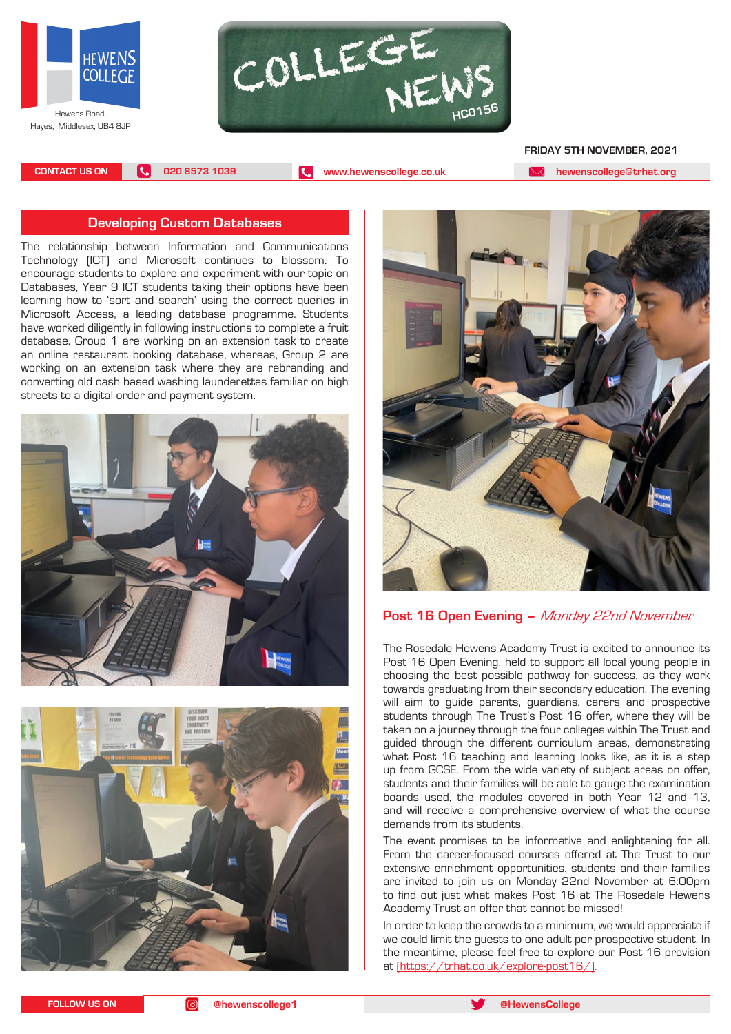HEWENS COLLEGE

Hewens Road,
Hayes, Middlesex, UB4 8JP

# COLLEGE NEWS

HC0156

FRIDAY 5TH NOVEMBER, 2021

CONTACT US ON | 020 8573 1039 | www.hewenscollege.co.uk | hewenscollege@trhat.org

## Developing Custom Databases

The relationship between Information and Communications Technology (ICT) and Microsoft continues to blossom. To encourage students to explore and experiment with our topic on Databases, Year 9 ICT students taking their options have been learning how to 'sort and search' using the correct queries in Microsoft Access, a leading database programme. Students have worked diligently in following instructions to complete a fruit database. Group 1 are working on an extension task to create an online restaurant booking database, whereas, Group 2 are working on an extension task where they are rebranding and converting old cash based washing launderettes familiar on high streets to a digital order and payment system.

## Post 16 Open Evening – *Monday 22nd November*

The Rosedale Hewens Academy Trust is excited to announce its Post 16 Open Evening, held to support all local young people in choosing the best possible pathway for success, as they work towards graduating from their secondary education. The evening will aim to guide parents, guardians, carers and prospective students through The Trust's Post 16 offer, where they will be taken on a journey through the four colleges within The Trust and guided through the different curriculum areas, demonstrating what Post 16 teaching and learning looks like, as it is a step up from GCSE. From the wide variety of subject areas on offer, students and their families will be able to gauge the examination boards used, the modules covered in both Year 12 and 13, and will receive a comprehensive overview of what the course demands from its students.

The event promises to be informative and enlightening for all. From the career-focused courses offered at The Trust to our extensive enrichment opportunities, students and their families are invited to join us on Monday 22nd November at 6:00pm to find out just what makes Post 16 at The Rosedale Hewens Academy Trust an offer that cannot be missed!

In order to keep the crowds to a minimum, we would appreciate if we could limit the guests to one adult per prospective student. In the meantime, please feel free to explore our Post 16 provision at (https://trhat.co.uk/explore-post16/).

FOLLOW US ON | @hewenscollege1 | @HewensCollege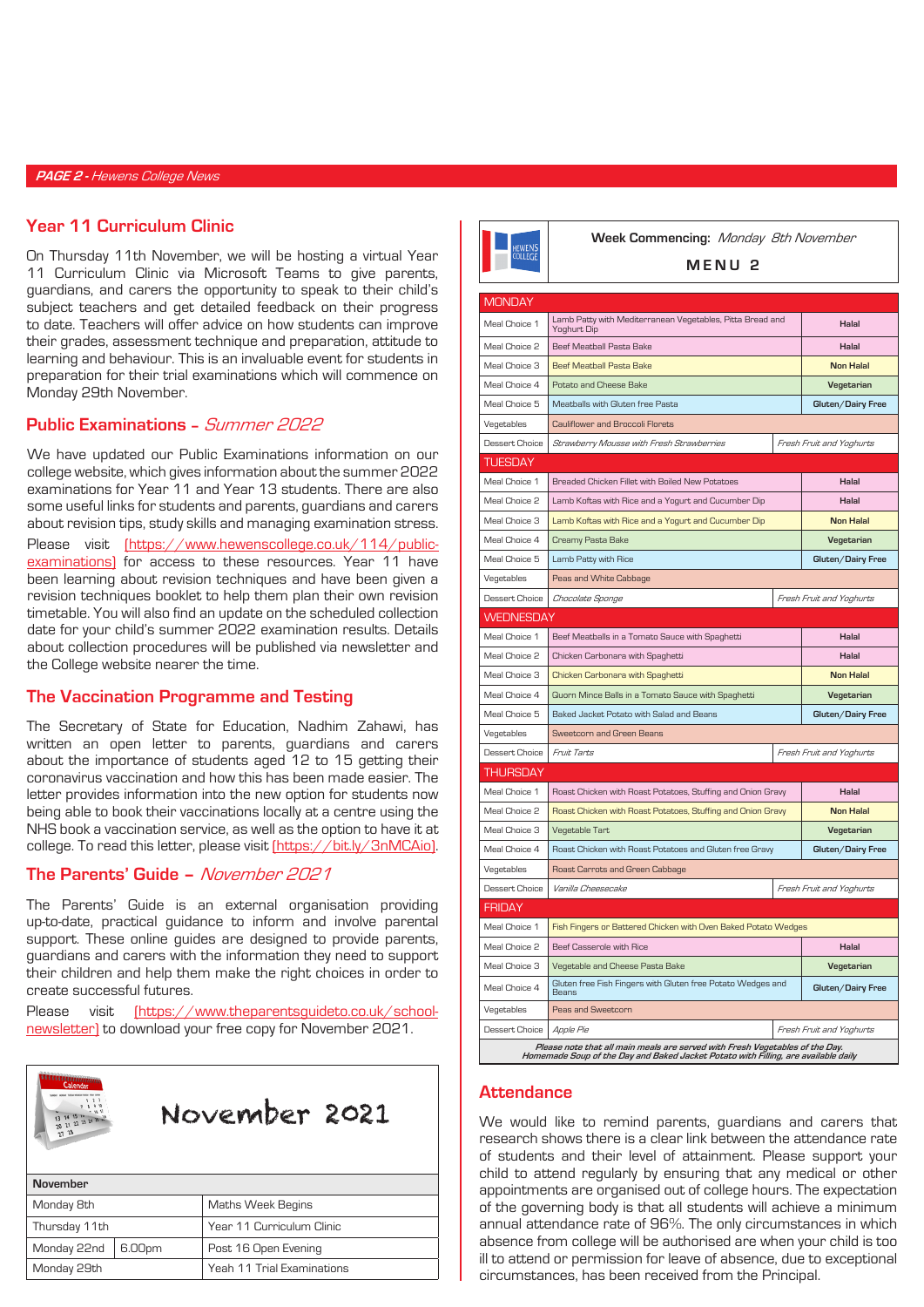## Year 11 Curriculum Clinic

On Thursday 11th November, we will be hosting a virtual Year 11 Curriculum Clinic via Microsoft Teams to give parents, guardians, and carers the opportunity to speak to their child's subject teachers and get detailed feedback on their progress to date. Teachers will offer advice on how students can improve their grades, assessment technique and preparation, attitude to learning and behaviour. This is an invaluable event for students in preparation for their trial examinations which will commence on Monday 29th November.

## Public Examinations – *Summer 2022*

We have updated our Public Examinations information on our college website, which gives information about the summer 2022 examinations for Year 11 and Year 13 students. There are also some useful links for students and parents, guardians and carers about revision tips, study skills and managing examination stress. Please visit [https://www.hewenscollege.co.uk/114/public-examinations] for access to these resources. Year 11 have been learning about revision techniques and have been given a revision techniques booklet to help them plan their own revision timetable. You will also find an update on the scheduled collection date for your child's summer 2022 examination results. Details about collection procedures will be published via newsletter and the College website nearer the time.

## The Vaccination Programme and Testing

The Secretary of State for Education, Nadhim Zahawi, has written an open letter to parents, guardians and carers about the importance of students aged 12 to 15 getting their coronavirus vaccination and how this has been made easier. The letter provides information into the new option for students now being able to book their vaccinations locally at a centre using the NHS book a vaccination service, as well as the option to have it at college. To read this letter, please visit [https://bit.ly/3nMCAio].

## The Parents' Guide – *November 2021*

The Parents' Guide is an external organisation providing up-to-date, practical guidance to inform and involve parental support. These online guides are designed to provide parents, guardians and carers with the information they need to support their children and help them make the right choices in order to create successful futures.

Please visit [https://www.theparentsguideto.co.uk/school-newsletter] to download your free copy for November 2021.

## November 2021

| November | | |
|---|---|---|
| Monday 8th | | Maths Week Begins |
| Thursday 11th | | Year 11 Curriculum Clinic |
| Monday 22nd | 6.00pm | Post 16 Open Evening |
| Monday 29th | | Yeah 11 Trial Examinations |

**Week Commencing:** *Monday 8th November*

**MENU 2**

| | | |
|---|---|---|
| **MONDAY** | | |
| Meal Choice 1 | Lamb Patty with Mediterranean Vegetables, Pitta Bread and Yoghurt Dip | Halal |
| Meal Choice 2 | Beef Meatball Pasta Bake | Halal |
| Meal Choice 3 | Beef Meatball Pasta Bake | Non Halal |
| Meal Choice 4 | Potato and Cheese Bake | Vegetarian |
| Meal Choice 5 | Meatballs with Gluten free Pasta | Gluten/Dairy Free |
| Vegetables | Cauliflower and Broccoli Florets | |
| Dessert Choice | *Strawberry Mousse with Fresh Strawberries* | *Fresh Fruit and Yoghurts* |
| **TUESDAY** | | |
| Meal Choice 1 | Breaded Chicken Fillet with Boiled New Potatoes | Halal |
| Meal Choice 2 | Lamb Koftas with Rice and a Yogurt and Cucumber Dip | Halal |
| Meal Choice 3 | Lamb Koftas with Rice and a Yogurt and Cucumber Dip | Non Halal |
| Meal Choice 4 | Creamy Pasta Bake | Vegetarian |
| Meal Choice 5 | Lamb Patty with Rice | Gluten/Dairy Free |
| Vegetables | Peas and White Cabbage | |
| Dessert Choice | *Chocolate Sponge* | *Fresh Fruit and Yoghurts* |
| **WEDNESDAY** | | |
| Meal Choice 1 | Beef Meatballs in a Tomato Sauce with Spaghetti | Halal |
| Meal Choice 2 | Chicken Carbonara with Spaghetti | Halal |
| Meal Choice 3 | Chicken Carbonara with Spaghetti | Non Halal |
| Meal Choice 4 | Quorn Mince Balls in a Tomato Sauce with Spaghetti | Vegetarian |
| Meal Choice 5 | Baked Jacket Potato with Salad and Beans | Gluten/Dairy Free |
| Vegetables | Sweetcorn and Green Beans | |
| Dessert Choice | *Fruit Tarts* | *Fresh Fruit and Yoghurts* |
| **THURSDAY** | | |
| Meal Choice 1 | Roast Chicken with Roast Potatoes, Stuffing and Onion Gravy | Halal |
| Meal Choice 2 | Roast Chicken with Roast Potatoes, Stuffing and Onion Gravy | Non Halal |
| Meal Choice 3 | Vegetable Tart | Vegetarian |
| Meal Choice 4 | Roast Chicken with Roast Potatoes and Gluten free Gravy | Gluten/Dairy Free |
| Vegetables | Roast Carrots and Green Cabbage | |
| Dessert Choice | *Vanilla Cheesecake* | *Fresh Fruit and Yoghurts* |
| **FRIDAY** | | |
| Meal Choice 1 | Fish Fingers or Battered Chicken with Oven Baked Potato Wedges | |
| Meal Choice 2 | Beef Casserole with Rice | Halal |
| Meal Choice 3 | Vegetable and Cheese Pasta Bake | Vegetarian |
| Meal Choice 4 | Gluten free Fish Fingers with Gluten free Potato Wedges and Beans | Gluten/Dairy Free |
| Vegetables | Peas and Sweetcorn | |
| Dessert Choice | *Apple Pie* | *Fresh Fruit and Yoghurts* |

*Please note that all main meals are served with Fresh Vegetables of the Day.*
*Homemade Soup of the Day and Baked Jacket Potato with Filling, are available daily*

## Attendance

We would like to remind parents, guardians and carers that research shows there is a clear link between the attendance rate of students and their level of attainment. Please support your child to attend regularly by ensuring that any medical or other appointments are organised out of college hours. The expectation of the governing body is that all students will achieve a minimum annual attendance rate of 96%. The only circumstances in which absence from college will be authorised are when your child is too ill to attend or permission for leave of absence, due to exceptional circumstances, has been received from the Principal.